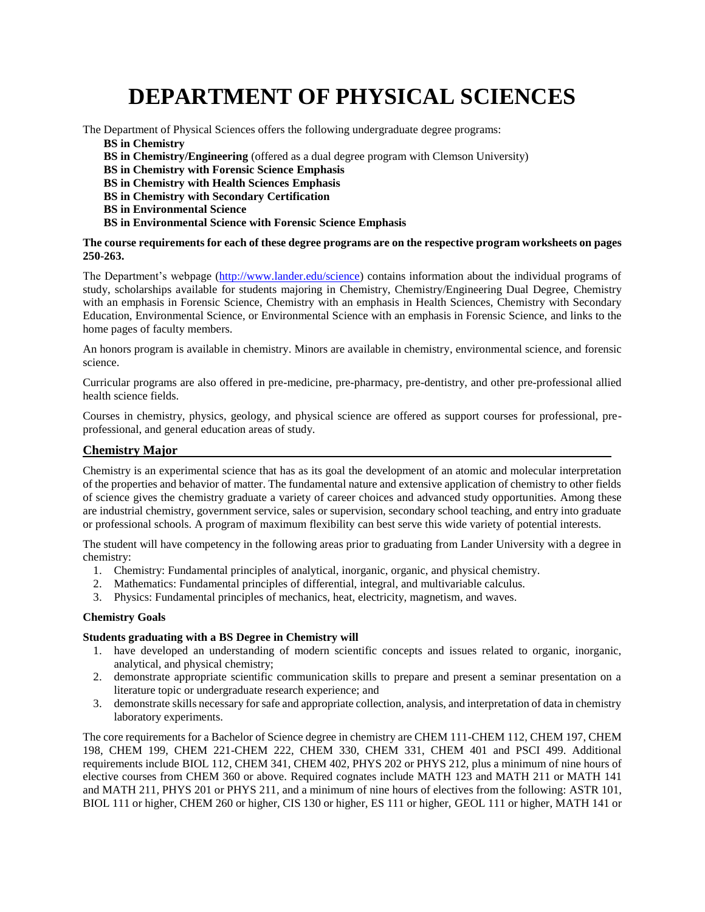# DEPARTMENT OF PHYSICAL SCIENCES

The Department of Physical Sciences offers the following undergraduate degree programs:

**BS in Chemistry**
**BS in Chemistry/Engineering** (offered as a dual degree program with Clemson University)
**BS in Chemistry with Forensic Science Emphasis**
**BS in Chemistry with Health Sciences Emphasis**
**BS in Chemistry with Secondary Certification**
**BS in Environmental Science**
**BS in Environmental Science with Forensic Science Emphasis**

**The course requirements for each of these degree programs are on the respective program worksheets on pages 250-263.**

The Department's webpage ([http://www.lander.edu/science](http://www.lander.edu/science)) contains information about the individual programs of study, scholarships available for students majoring in Chemistry, Chemistry/Engineering Dual Degree, Chemistry with an emphasis in Forensic Science, Chemistry with an emphasis in Health Sciences, Chemistry with Secondary Education, Environmental Science, or Environmental Science with an emphasis in Forensic Science, and links to the home pages of faculty members.

An honors program is available in chemistry. Minors are available in chemistry, environmental science, and forensic science.

Curricular programs are also offered in pre-medicine, pre-pharmacy, pre-dentistry, and other pre-professional allied health science fields.

Courses in chemistry, physics, geology, and physical science are offered as support courses for professional, pre-professional, and general education areas of study.

## Chemistry Major

Chemistry is an experimental science that has as its goal the development of an atomic and molecular interpretation of the properties and behavior of matter. The fundamental nature and extensive application of chemistry to other fields of science gives the chemistry graduate a variety of career choices and advanced study opportunities. Among these are industrial chemistry, government service, sales or supervision, secondary school teaching, and entry into graduate or professional schools. A program of maximum flexibility can best serve this wide variety of potential interests.

The student will have competency in the following areas prior to graduating from Lander University with a degree in chemistry:

1. Chemistry: Fundamental principles of analytical, inorganic, organic, and physical chemistry.
2. Mathematics: Fundamental principles of differential, integral, and multivariable calculus.
3. Physics: Fundamental principles of mechanics, heat, electricity, magnetism, and waves.

**Chemistry Goals**

**Students graduating with a BS Degree in Chemistry will**

1. have developed an understanding of modern scientific concepts and issues related to organic, inorganic, analytical, and physical chemistry;
2. demonstrate appropriate scientific communication skills to prepare and present a seminar presentation on a literature topic or undergraduate research experience; and
3. demonstrate skills necessary for safe and appropriate collection, analysis, and interpretation of data in chemistry laboratory experiments.

The core requirements for a Bachelor of Science degree in chemistry are CHEM 111-CHEM 112, CHEM 197, CHEM 198, CHEM 199, CHEM 221-CHEM 222, CHEM 330, CHEM 331, CHEM 401 and PSCI 499. Additional requirements include BIOL 112, CHEM 341, CHEM 402, PHYS 202 or PHYS 212, plus a minimum of nine hours of elective courses from CHEM 360 or above. Required cognates include MATH 123 and MATH 211 or MATH 141 and MATH 211, PHYS 201 or PHYS 211, and a minimum of nine hours of electives from the following: ASTR 101, BIOL 111 or higher, CHEM 260 or higher, CIS 130 or higher, ES 111 or higher, GEOL 111 or higher, MATH 141 or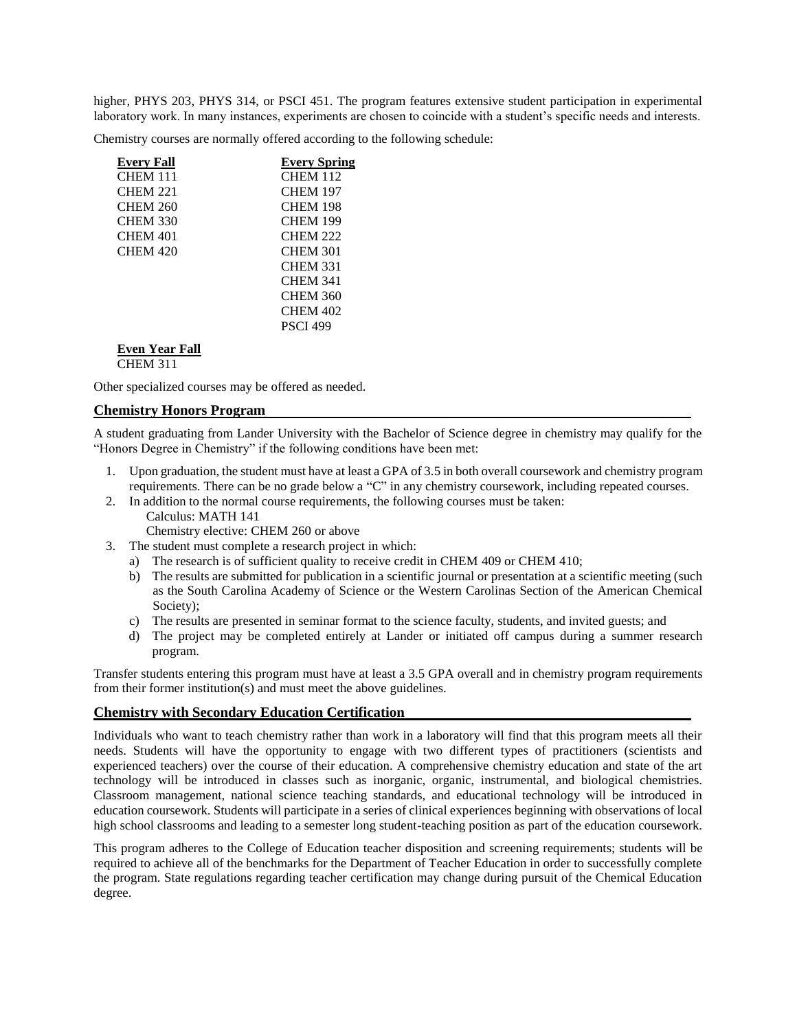higher, PHYS 203, PHYS 314, or PSCI 451. The program features extensive student participation in experimental laboratory work. In many instances, experiments are chosen to coincide with a student's specific needs and interests.

Chemistry courses are normally offered according to the following schedule:

| **Every Fall** | **Every Spring** |
|---|---|
| CHEM 111 | CHEM 112 |
| CHEM 221 | CHEM 197 |
| CHEM 260 | CHEM 198 |
| CHEM 330 | CHEM 199 |
| CHEM 401 | CHEM 222 |
| CHEM 420 | CHEM 301 |
| | CHEM 331 |
| | CHEM 341 |
| | CHEM 360 |
| | CHEM 402 |
| | PSCI 499 |

**Even Year Fall**
CHEM 311

Other specialized courses may be offered as needed.

## Chemistry Honors Program

A student graduating from Lander University with the Bachelor of Science degree in chemistry may qualify for the "Honors Degree in Chemistry" if the following conditions have been met:

1. Upon graduation, the student must have at least a GPA of 3.5 in both overall coursework and chemistry program requirements. There can be no grade below a "C" in any chemistry coursework, including repeated courses.
2. In addition to the normal course requirements, the following courses must be taken:
   Calculus: MATH 141
   Chemistry elective: CHEM 260 or above
3. The student must complete a research project in which:
   a) The research is of sufficient quality to receive credit in CHEM 409 or CHEM 410;
   b) The results are submitted for publication in a scientific journal or presentation at a scientific meeting (such as the South Carolina Academy of Science or the Western Carolinas Section of the American Chemical Society);
   c) The results are presented in seminar format to the science faculty, students, and invited guests; and
   d) The project may be completed entirely at Lander or initiated off campus during a summer research program.

Transfer students entering this program must have at least a 3.5 GPA overall and in chemistry program requirements from their former institution(s) and must meet the above guidelines.

## Chemistry with Secondary Education Certification

Individuals who want to teach chemistry rather than work in a laboratory will find that this program meets all their needs. Students will have the opportunity to engage with two different types of practitioners (scientists and experienced teachers) over the course of their education. A comprehensive chemistry education and state of the art technology will be introduced in classes such as inorganic, organic, instrumental, and biological chemistries. Classroom management, national science teaching standards, and educational technology will be introduced in education coursework. Students will participate in a series of clinical experiences beginning with observations of local high school classrooms and leading to a semester long student-teaching position as part of the education coursework.

This program adheres to the College of Education teacher disposition and screening requirements; students will be required to achieve all of the benchmarks for the Department of Teacher Education in order to successfully complete the program. State regulations regarding teacher certification may change during pursuit of the Chemical Education degree.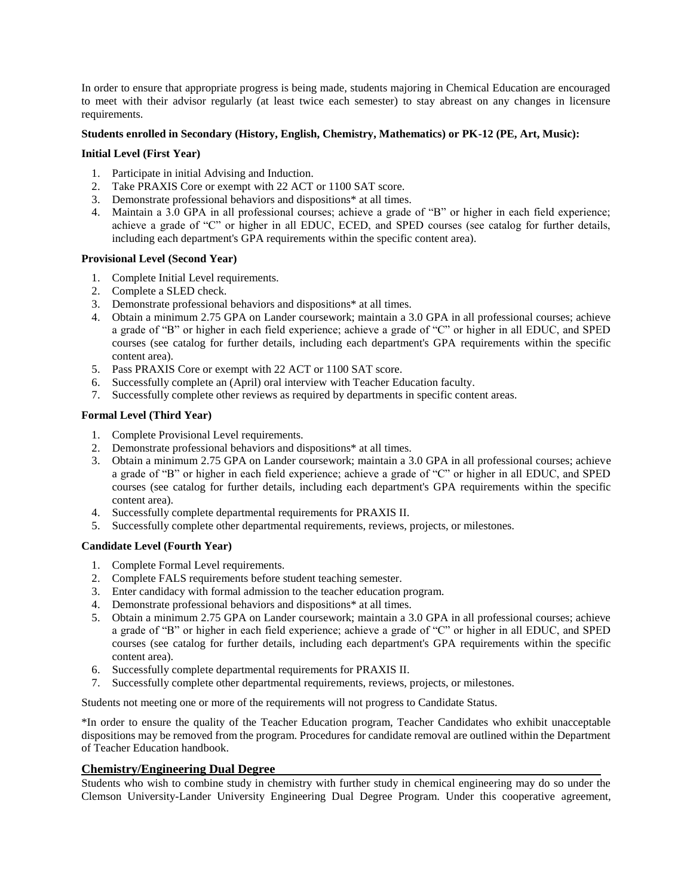In order to ensure that appropriate progress is being made, students majoring in Chemical Education are encouraged to meet with their advisor regularly (at least twice each semester) to stay abreast on any changes in licensure requirements.

**Students enrolled in Secondary (History, English, Chemistry, Mathematics) or PK-12 (PE, Art, Music):**

**Initial Level (First Year)**

1. Participate in initial Advising and Induction.
2. Take PRAXIS Core or exempt with 22 ACT or 1100 SAT score.
3. Demonstrate professional behaviors and dispositions* at all times.
4. Maintain a 3.0 GPA in all professional courses; achieve a grade of "B" or higher in each field experience; achieve a grade of "C" or higher in all EDUC, ECED, and SPED courses (see catalog for further details, including each department's GPA requirements within the specific content area).

**Provisional Level (Second Year)**

1. Complete Initial Level requirements.
2. Complete a SLED check.
3. Demonstrate professional behaviors and dispositions* at all times.
4. Obtain a minimum 2.75 GPA on Lander coursework; maintain a 3.0 GPA in all professional courses; achieve a grade of "B" or higher in each field experience; achieve a grade of "C" or higher in all EDUC, and SPED courses (see catalog for further details, including each department's GPA requirements within the specific content area).
5. Pass PRAXIS Core or exempt with 22 ACT or 1100 SAT score.
6. Successfully complete an (April) oral interview with Teacher Education faculty.
7. Successfully complete other reviews as required by departments in specific content areas.

**Formal Level (Third Year)**

1. Complete Provisional Level requirements.
2. Demonstrate professional behaviors and dispositions* at all times.
3. Obtain a minimum 2.75 GPA on Lander coursework; maintain a 3.0 GPA in all professional courses; achieve a grade of "B" or higher in each field experience; achieve a grade of "C" or higher in all EDUC, and SPED courses (see catalog for further details, including each department's GPA requirements within the specific content area).
4. Successfully complete departmental requirements for PRAXIS II.
5. Successfully complete other departmental requirements, reviews, projects, or milestones.

**Candidate Level (Fourth Year)**

1. Complete Formal Level requirements.
2. Complete FALS requirements before student teaching semester.
3. Enter candidacy with formal admission to the teacher education program.
4. Demonstrate professional behaviors and dispositions* at all times.
5. Obtain a minimum 2.75 GPA on Lander coursework; maintain a 3.0 GPA in all professional courses; achieve a grade of "B" or higher in each field experience; achieve a grade of "C" or higher in all EDUC, and SPED courses (see catalog for further details, including each department's GPA requirements within the specific content area).
6. Successfully complete departmental requirements for PRAXIS II.
7. Successfully complete other departmental requirements, reviews, projects, or milestones.

Students not meeting one or more of the requirements will not progress to Candidate Status.

*In order to ensure the quality of the Teacher Education program, Teacher Candidates who exhibit unacceptable dispositions may be removed from the program. Procedures for candidate removal are outlined within the Department of Teacher Education handbook.

## Chemistry/Engineering Dual Degree

Students who wish to combine study in chemistry with further study in chemical engineering may do so under the Clemson University-Lander University Engineering Dual Degree Program. Under this cooperative agreement,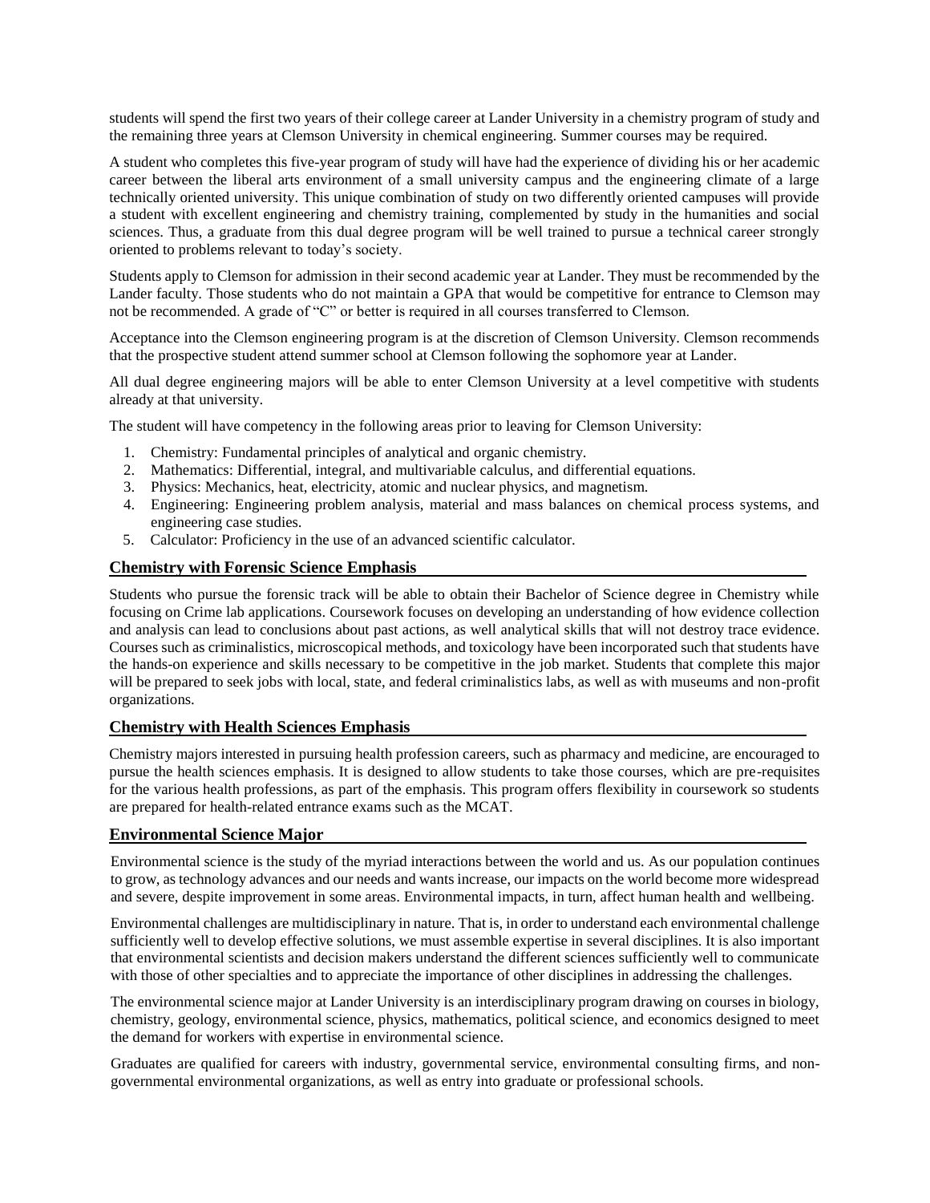students will spend the first two years of their college career at Lander University in a chemistry program of study and the remaining three years at Clemson University in chemical engineering. Summer courses may be required.

A student who completes this five-year program of study will have had the experience of dividing his or her academic career between the liberal arts environment of a small university campus and the engineering climate of a large technically oriented university. This unique combination of study on two differently oriented campuses will provide a student with excellent engineering and chemistry training, complemented by study in the humanities and social sciences. Thus, a graduate from this dual degree program will be well trained to pursue a technical career strongly oriented to problems relevant to today's society.

Students apply to Clemson for admission in their second academic year at Lander. They must be recommended by the Lander faculty. Those students who do not maintain a GPA that would be competitive for entrance to Clemson may not be recommended. A grade of "C" or better is required in all courses transferred to Clemson.

Acceptance into the Clemson engineering program is at the discretion of Clemson University. Clemson recommends that the prospective student attend summer school at Clemson following the sophomore year at Lander.

All dual degree engineering majors will be able to enter Clemson University at a level competitive with students already at that university.

The student will have competency in the following areas prior to leaving for Clemson University:

1. Chemistry: Fundamental principles of analytical and organic chemistry.
2. Mathematics: Differential, integral, and multivariable calculus, and differential equations.
3. Physics: Mechanics, heat, electricity, atomic and nuclear physics, and magnetism.
4. Engineering: Engineering problem analysis, material and mass balances on chemical process systems, and engineering case studies.
5. Calculator: Proficiency in the use of an advanced scientific calculator.

## Chemistry with Forensic Science Emphasis

Students who pursue the forensic track will be able to obtain their Bachelor of Science degree in Chemistry while focusing on Crime lab applications. Coursework focuses on developing an understanding of how evidence collection and analysis can lead to conclusions about past actions, as well analytical skills that will not destroy trace evidence. Courses such as criminalistics, microscopical methods, and toxicology have been incorporated such that students have the hands-on experience and skills necessary to be competitive in the job market. Students that complete this major will be prepared to seek jobs with local, state, and federal criminalistics labs, as well as with museums and non-profit organizations.

## Chemistry with Health Sciences Emphasis

Chemistry majors interested in pursuing health profession careers, such as pharmacy and medicine, are encouraged to pursue the health sciences emphasis. It is designed to allow students to take those courses, which are pre-requisites for the various health professions, as part of the emphasis. This program offers flexibility in coursework so students are prepared for health-related entrance exams such as the MCAT.

## Environmental Science Major

Environmental science is the study of the myriad interactions between the world and us. As our population continues to grow, as technology advances and our needs and wants increase, our impacts on the world become more widespread and severe, despite improvement in some areas. Environmental impacts, in turn, affect human health and wellbeing.

Environmental challenges are multidisciplinary in nature. That is, in order to understand each environmental challenge sufficiently well to develop effective solutions, we must assemble expertise in several disciplines. It is also important that environmental scientists and decision makers understand the different sciences sufficiently well to communicate with those of other specialties and to appreciate the importance of other disciplines in addressing the challenges.

The environmental science major at Lander University is an interdisciplinary program drawing on courses in biology, chemistry, geology, environmental science, physics, mathematics, political science, and economics designed to meet the demand for workers with expertise in environmental science.

Graduates are qualified for careers with industry, governmental service, environmental consulting firms, and non-governmental environmental organizations, as well as entry into graduate or professional schools.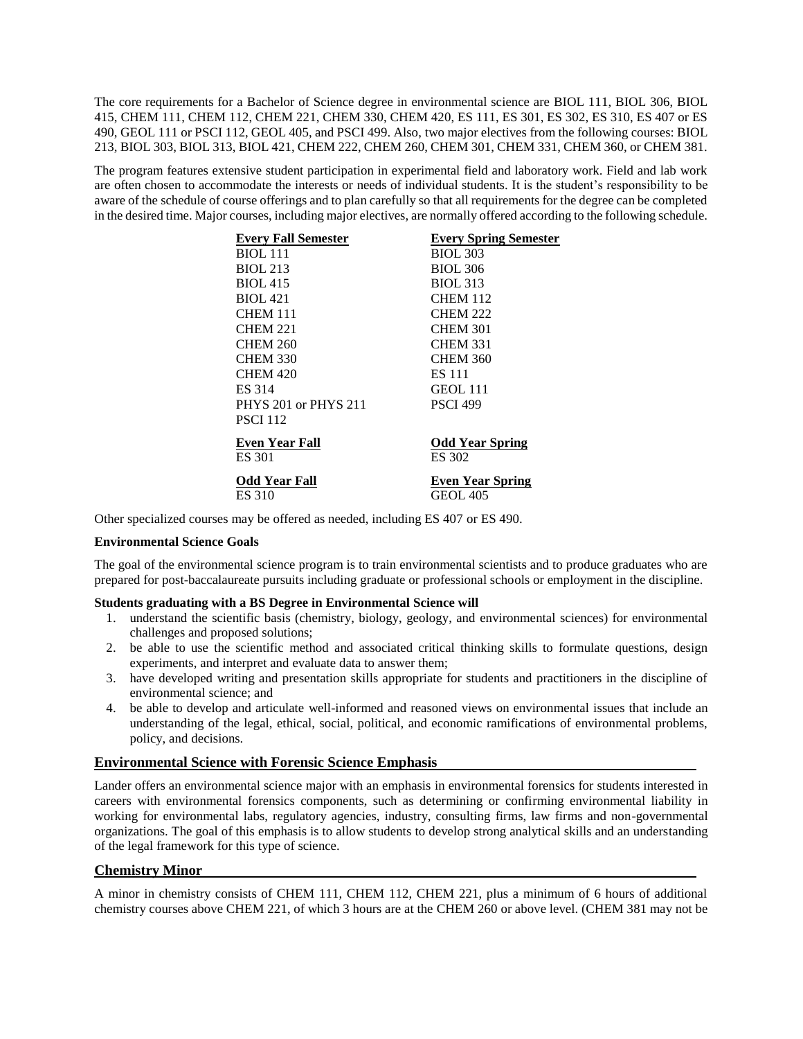The core requirements for a Bachelor of Science degree in environmental science are BIOL 111, BIOL 306, BIOL 415, CHEM 111, CHEM 112, CHEM 221, CHEM 330, CHEM 420, ES 111, ES 301, ES 302, ES 310, ES 407 or ES 490, GEOL 111 or PSCI 112, GEOL 405, and PSCI 499. Also, two major electives from the following courses: BIOL 213, BIOL 303, BIOL 313, BIOL 421, CHEM 222, CHEM 260, CHEM 301, CHEM 331, CHEM 360, or CHEM 381.

The program features extensive student participation in experimental field and laboratory work. Field and lab work are often chosen to accommodate the interests or needs of individual students. It is the student's responsibility to be aware of the schedule of course offerings and to plan carefully so that all requirements for the degree can be completed in the desired time. Major courses, including major electives, are normally offered according to the following schedule.

| Every Fall Semester | Every Spring Semester |
|---|---|
| BIOL 111 | BIOL 303 |
| BIOL 213 | BIOL 306 |
| BIOL 415 | BIOL 313 |
| BIOL 421 | CHEM 112 |
| CHEM 111 | CHEM 222 |
| CHEM 221 | CHEM 301 |
| CHEM 260 | CHEM 331 |
| CHEM 330 | CHEM 360 |
| CHEM 420 | ES 111 |
| ES 314 | GEOL 111 |
| PHYS 201 or PHYS 211 | PSCI 499 |
| PSCI 112 | |
| **Even Year Fall** | **Odd Year Spring** |
| ES 301 | ES 302 |
| **Odd Year Fall** | **Even Year Spring** |
| ES 310 | GEOL 405 |

Other specialized courses may be offered as needed, including ES 407 or ES 490.

**Environmental Science Goals**

The goal of the environmental science program is to train environmental scientists and to produce graduates who are prepared for post-baccalaureate pursuits including graduate or professional schools or employment in the discipline.

**Students graduating with a BS Degree in Environmental Science will**

1. understand the scientific basis (chemistry, biology, geology, and environmental sciences) for environmental challenges and proposed solutions;
2. be able to use the scientific method and associated critical thinking skills to formulate questions, design experiments, and interpret and evaluate data to answer them;
3. have developed writing and presentation skills appropriate for students and practitioners in the discipline of environmental science; and
4. be able to develop and articulate well-informed and reasoned views on environmental issues that include an understanding of the legal, ethical, social, political, and economic ramifications of environmental problems, policy, and decisions.

## Environmental Science with Forensic Science Emphasis

Lander offers an environmental science major with an emphasis in environmental forensics for students interested in careers with environmental forensics components, such as determining or confirming environmental liability in working for environmental labs, regulatory agencies, industry, consulting firms, law firms and non-governmental organizations. The goal of this emphasis is to allow students to develop strong analytical skills and an understanding of the legal framework for this type of science.

## Chemistry Minor

A minor in chemistry consists of CHEM 111, CHEM 112, CHEM 221, plus a minimum of 6 hours of additional chemistry courses above CHEM 221, of which 3 hours are at the CHEM 260 or above level. (CHEM 381 may not be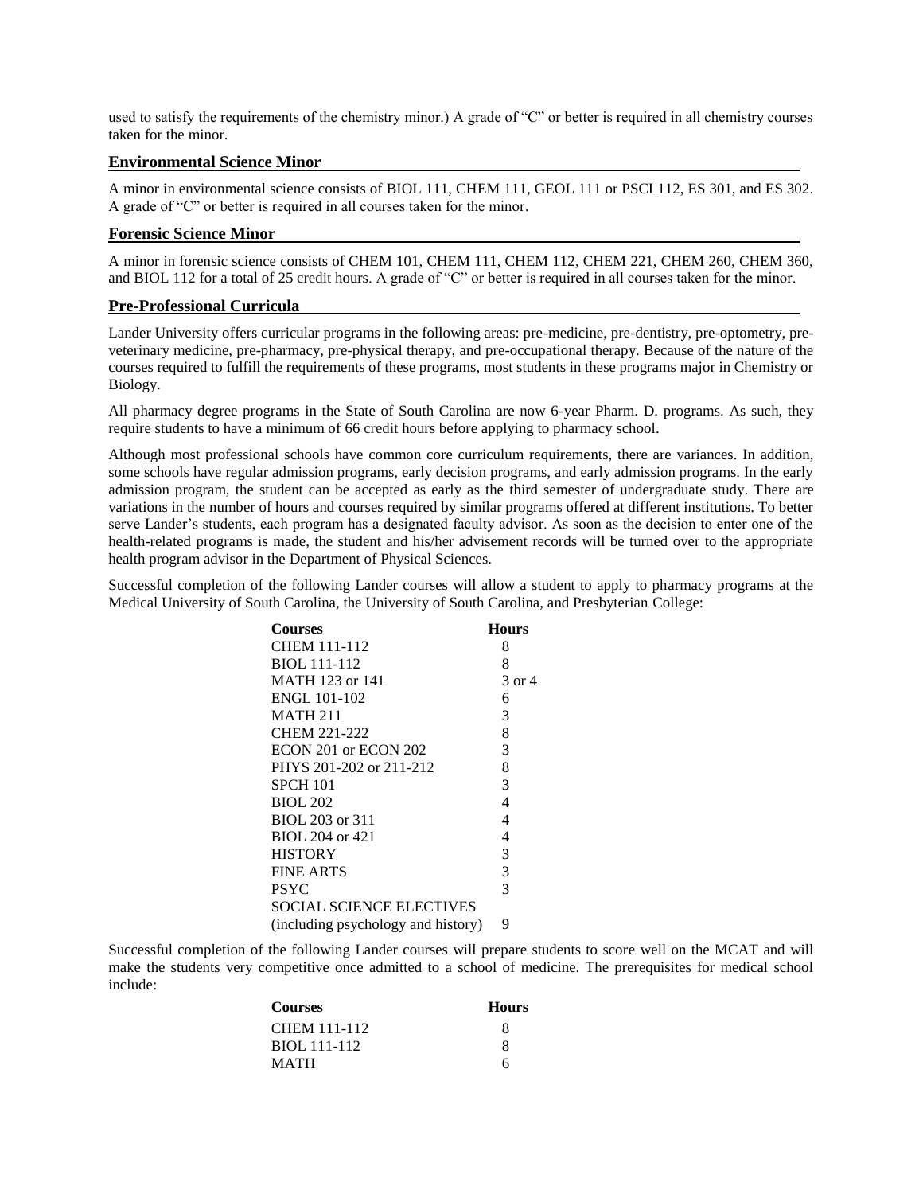used to satisfy the requirements of the chemistry minor.) A grade of "C" or better is required in all chemistry courses taken for the minor.

## Environmental Science Minor

A minor in environmental science consists of BIOL 111, CHEM 111, GEOL 111 or PSCI 112, ES 301, and ES 302. A grade of "C" or better is required in all courses taken for the minor.

## Forensic Science Minor

A minor in forensic science consists of CHEM 101, CHEM 111, CHEM 112, CHEM 221, CHEM 260, CHEM 360, and BIOL 112 for a total of 25 credit hours. A grade of "C" or better is required in all courses taken for the minor.

## Pre-Professional Curricula

Lander University offers curricular programs in the following areas: pre-medicine, pre-dentistry, pre-optometry, pre-veterinary medicine, pre-pharmacy, pre-physical therapy, and pre-occupational therapy. Because of the nature of the courses required to fulfill the requirements of these programs, most students in these programs major in Chemistry or Biology.

All pharmacy degree programs in the State of South Carolina are now 6-year Pharm. D. programs. As such, they require students to have a minimum of 66 credit hours before applying to pharmacy school.

Although most professional schools have common core curriculum requirements, there are variances. In addition, some schools have regular admission programs, early decision programs, and early admission programs. In the early admission program, the student can be accepted as early as the third semester of undergraduate study. There are variations in the number of hours and courses required by similar programs offered at different institutions. To better serve Lander's students, each program has a designated faculty advisor. As soon as the decision to enter one of the health-related programs is made, the student and his/her advisement records will be turned over to the appropriate health program advisor in the Department of Physical Sciences.

Successful completion of the following Lander courses will allow a student to apply to pharmacy programs at the Medical University of South Carolina, the University of South Carolina, and Presbyterian College:

| Courses | Hours |
|---|---|
| CHEM 111-112 | 8 |
| BIOL 111-112 | 8 |
| MATH 123 or 141 | 3 or 4 |
| ENGL 101-102 | 6 |
| MATH 211 | 3 |
| CHEM 221-222 | 8 |
| ECON 201 or ECON 202 | 3 |
| PHYS 201-202 or 211-212 | 8 |
| SPCH 101 | 3 |
| BIOL 202 | 4 |
| BIOL 203 or 311 | 4 |
| BIOL 204 or 421 | 4 |
| HISTORY | 3 |
| FINE ARTS | 3 |
| PSYC | 3 |
| SOCIAL SCIENCE ELECTIVES (including psychology and history) | 9 |

Successful completion of the following Lander courses will prepare students to score well on the MCAT and will make the students very competitive once admitted to a school of medicine. The prerequisites for medical school include:

| Courses | Hours |
|---|---|
| CHEM 111-112 | 8 |
| BIOL 111-112 | 8 |
| MATH | 6 |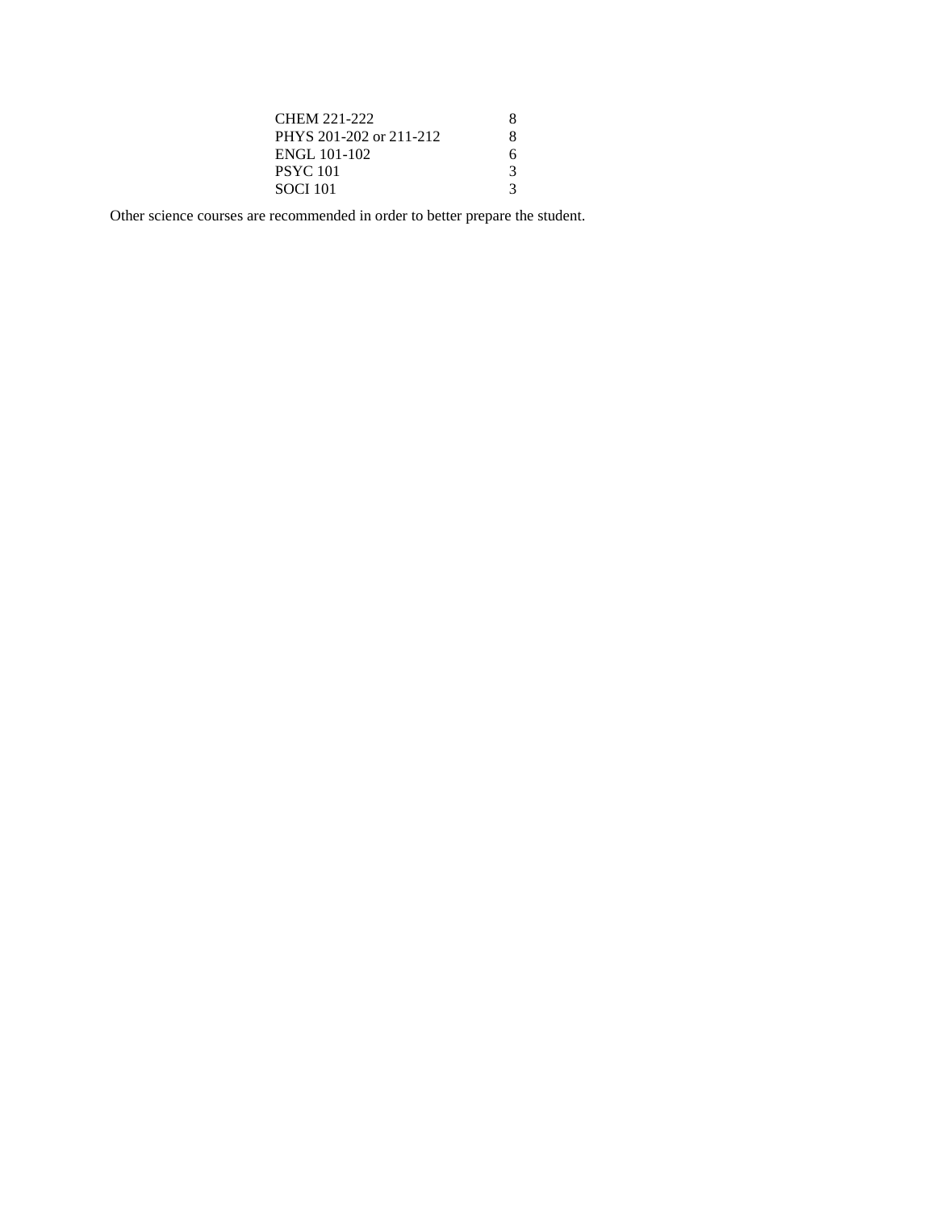| Course | Credits |
| --- | --- |
| CHEM 221-222 | 8 |
| PHYS 201-202 or 211-212 | 8 |
| ENGL 101-102 | 6 |
| PSYC 101 | 3 |
| SOCI 101 | 3 |

Other science courses are recommended in order to better prepare the student.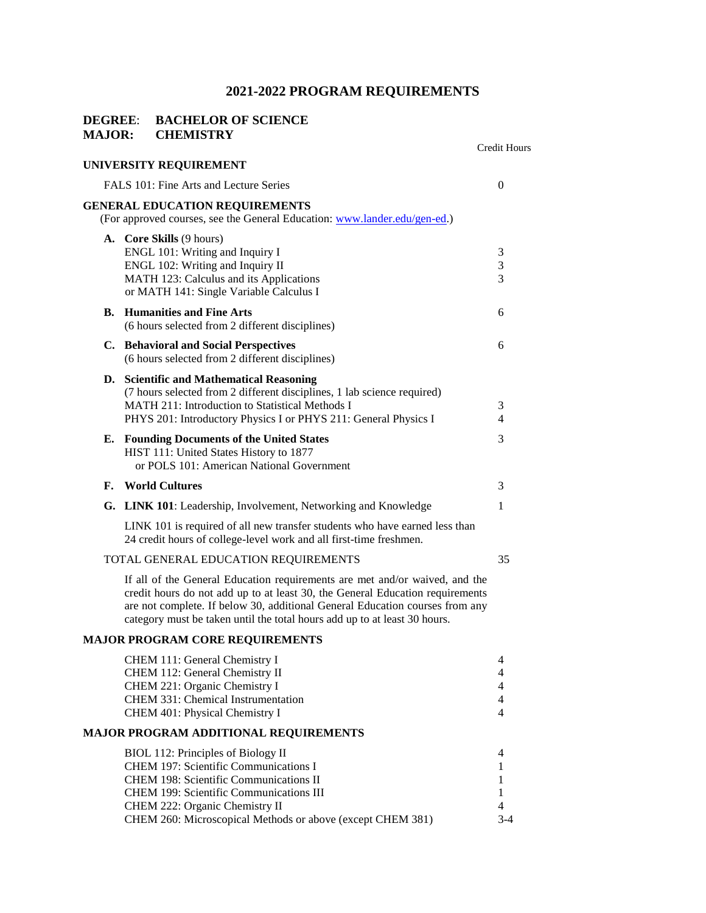# 2021-2022 PROGRAM REQUIREMENTS

## DEGREE: BACHELOR OF SCIENCE
## MAJOR: CHEMISTRY

| | Credit Hours |
|---|---|
| **UNIVERSITY REQUIREMENT** | |
| FALS 101: Fine Arts and Lecture Series | 0 |
| **GENERAL EDUCATION REQUIREMENTS** (For approved courses, see the General Education: [www.lander.edu/gen-ed](http://www.lander.edu/gen-ed).) | |
| **A. Core Skills** (9 hours) | |
| ENGL 101: Writing and Inquiry I | 3 |
| ENGL 102: Writing and Inquiry II | 3 |
| MATH 123: Calculus and its Applications or MATH 141: Single Variable Calculus I | 3 |
| **B. Humanities and Fine Arts** (6 hours selected from 2 different disciplines) | 6 |
| **C. Behavioral and Social Perspectives** (6 hours selected from 2 different disciplines) | 6 |
| **D. Scientific and Mathematical Reasoning** (7 hours selected from 2 different disciplines, 1 lab science required) | |
| MATH 211: Introduction to Statistical Methods I | 3 |
| PHYS 201: Introductory Physics I or PHYS 211: General Physics I | 4 |
| **E. Founding Documents of the United States** HIST 111: United States History to 1877 or POLS 101: American National Government | 3 |
| **F. World Cultures** | 3 |
| **G. LINK 101**: Leadership, Involvement, Networking and Knowledge | 1 |

LINK 101 is required of all new transfer students who have earned less than 24 credit hours of college-level work and all first-time freshmen.

| | |
|---|---|
| TOTAL GENERAL EDUCATION REQUIREMENTS | 35 |

If all of the General Education requirements are met and/or waived, and the credit hours do not add up to at least 30, the General Education requirements are not complete. If below 30, additional General Education courses from any category must be taken until the total hours add up to at least 30 hours.

| **MAJOR PROGRAM CORE REQUIREMENTS** | |
|---|---|
| CHEM 111: General Chemistry I | 4 |
| CHEM 112: General Chemistry II | 4 |
| CHEM 221: Organic Chemistry I | 4 |
| CHEM 331: Chemical Instrumentation | 4 |
| CHEM 401: Physical Chemistry I | 4 |

| **MAJOR PROGRAM ADDITIONAL REQUIREMENTS** | |
|---|---|
| BIOL 112: Principles of Biology II | 4 |
| CHEM 197: Scientific Communications I | 1 |
| CHEM 198: Scientific Communications II | 1 |
| CHEM 199: Scientific Communications III | 1 |
| CHEM 222: Organic Chemistry II | 4 |
| CHEM 260: Microscopical Methods or above (except CHEM 381) | 3-4 |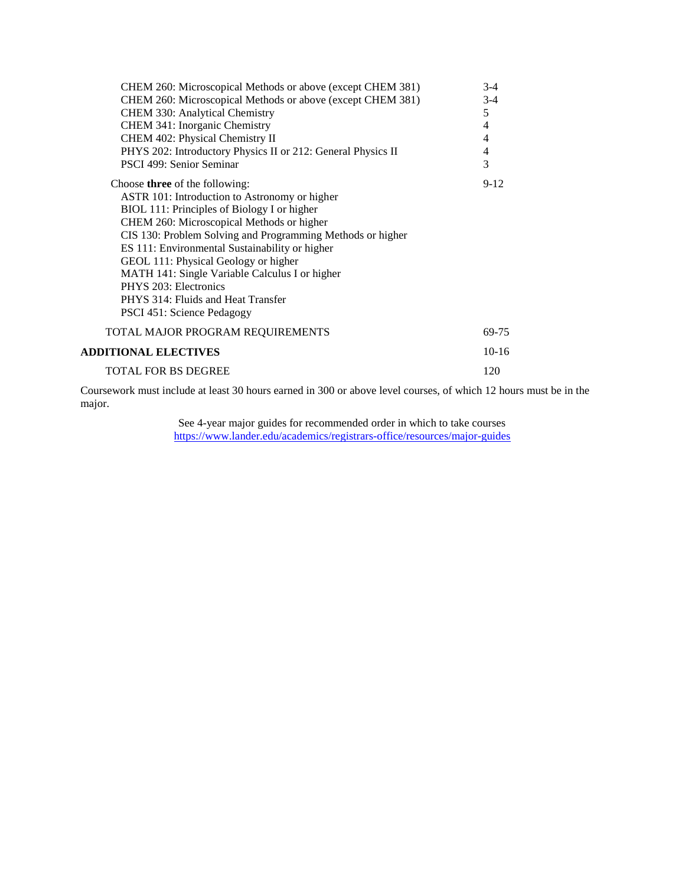| | |
|---|---|
| CHEM 260: Microscopical Methods or above (except CHEM 381) | 3-4 |
| CHEM 260: Microscopical Methods or above (except CHEM 381) | 3-4 |
| CHEM 330: Analytical Chemistry | 5 |
| CHEM 341: Inorganic Chemistry | 4 |
| CHEM 402: Physical Chemistry II | 4 |
| PHYS 202: Introductory Physics II or 212: General Physics II | 4 |
| PSCI 499: Senior Seminar | 3 |
| Choose **three** of the following: | 9-12 |
| ASTR 101: Introduction to Astronomy or higher | |
| BIOL 111: Principles of Biology I or higher | |
| CHEM 260: Microscopical Methods or higher | |
| CIS 130: Problem Solving and Programming Methods or higher | |
| ES 111: Environmental Sustainability or higher | |
| GEOL 111: Physical Geology or higher | |
| MATH 141: Single Variable Calculus I or higher | |
| PHYS 203: Electronics | |
| PHYS 314: Fluids and Heat Transfer | |
| PSCI 451: Science Pedagogy | |
| TOTAL MAJOR PROGRAM REQUIREMENTS | 69-75 |
| **ADDITIONAL ELECTIVES** | 10-16 |
| TOTAL FOR BS DEGREE | 120 |

Coursework must include at least 30 hours earned in 300 or above level courses, of which 12 hours must be in the major.

See 4-year major guides for recommended order in which to take courses
https://www.lander.edu/academics/registrars-office/resources/major-guides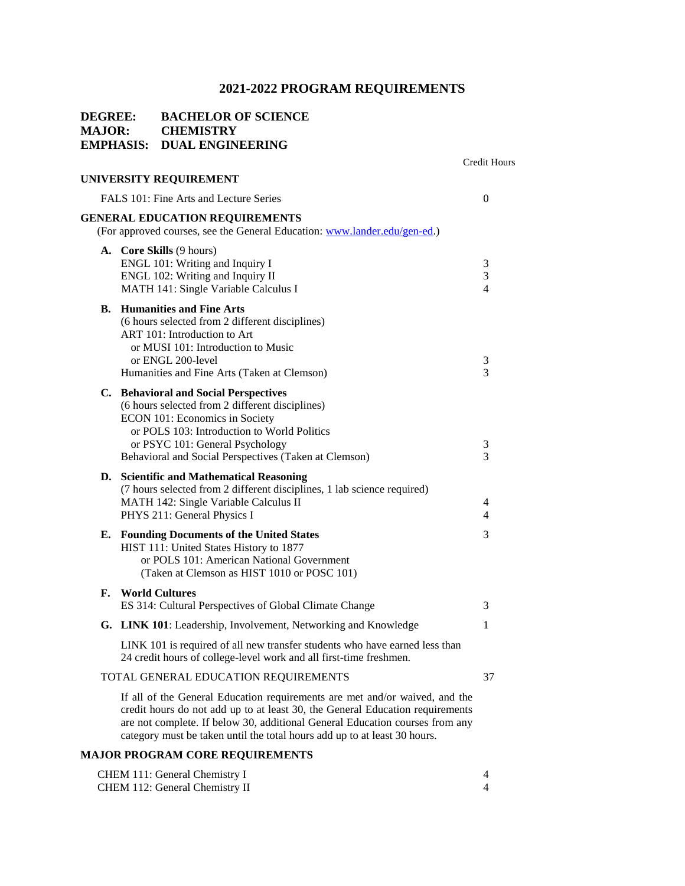# 2021-2022 PROGRAM REQUIREMENTS

**DEGREE: BACHELOR OF SCIENCE**
**MAJOR: CHEMISTRY**
**EMPHASIS: DUAL ENGINEERING**

| | Credit Hours |
|---|---|
| **UNIVERSITY REQUIREMENT** | |
| FALS 101: Fine Arts and Lecture Series | 0 |
| **GENERAL EDUCATION REQUIREMENTS** (For approved courses, see the General Education: [www.lander.edu/gen-ed](www.lander.edu/gen-ed).) | |
| **A. Core Skills** (9 hours) | |
| ENGL 101: Writing and Inquiry I | 3 |
| ENGL 102: Writing and Inquiry II | 3 |
| MATH 141: Single Variable Calculus I | 4 |
| **B. Humanities and Fine Arts** (6 hours selected from 2 different disciplines) | |
| ART 101: Introduction to Art or MUSI 101: Introduction to Music or ENGL 200-level | 3 |
| Humanities and Fine Arts (Taken at Clemson) | 3 |
| **C. Behavioral and Social Perspectives** (6 hours selected from 2 different disciplines) | |
| ECON 101: Economics in Society or POLS 103: Introduction to World Politics or PSYC 101: General Psychology | 3 |
| Behavioral and Social Perspectives (Taken at Clemson) | 3 |
| **D. Scientific and Mathematical Reasoning** (7 hours selected from 2 different disciplines, 1 lab science required) | |
| MATH 142: Single Variable Calculus II | 4 |
| PHYS 211: General Physics I | 4 |
| **E. Founding Documents of the United States** | 3 |
| HIST 111: United States History to 1877 or POLS 101: American National Government (Taken at Clemson as HIST 1010 or POSC 101) | |
| **F. World Cultures** | |
| ES 314: Cultural Perspectives of Global Climate Change | 3 |
| **G. LINK 101**: Leadership, Involvement, Networking and Knowledge | 1 |
| LINK 101 is required of all new transfer students who have earned less than 24 credit hours of college-level work and all first-time freshmen. | |
| TOTAL GENERAL EDUCATION REQUIREMENTS | 37 |

If all of the General Education requirements are met and/or waived, and the credit hours do not add up to at least 30, the General Education requirements are not complete. If below 30, additional General Education courses from any category must be taken until the total hours add up to at least 30 hours.

**MAJOR PROGRAM CORE REQUIREMENTS**

| | |
|---|---|
| CHEM 111: General Chemistry I | 4 |
| CHEM 112: General Chemistry II | 4 |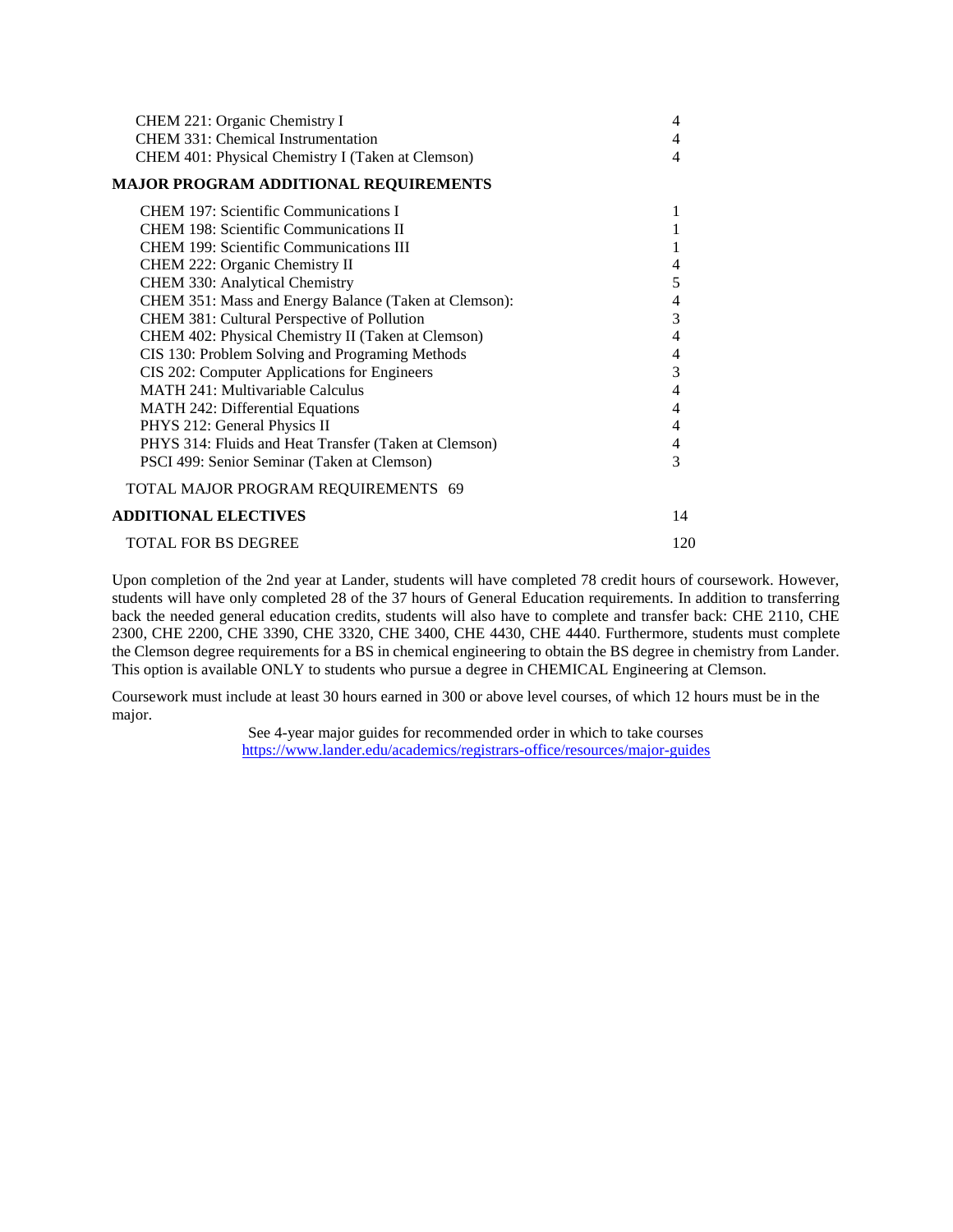| | |
|---|---|
| CHEM 221: Organic Chemistry I | 4 |
| CHEM 331: Chemical Instrumentation | 4 |
| CHEM 401: Physical Chemistry I (Taken at Clemson) | 4 |

**MAJOR PROGRAM ADDITIONAL REQUIREMENTS**

| | |
|---|---|
| CHEM 197: Scientific Communications I | 1 |
| CHEM 198: Scientific Communications II | 1 |
| CHEM 199: Scientific Communications III | 1 |
| CHEM 222: Organic Chemistry II | 4 |
| CHEM 330: Analytical Chemistry | 5 |
| CHEM 351: Mass and Energy Balance (Taken at Clemson): | 4 |
| CHEM 381: Cultural Perspective of Pollution | 3 |
| CHEM 402: Physical Chemistry II (Taken at Clemson) | 4 |
| CIS 130: Problem Solving and Programing Methods | 4 |
| CIS 202: Computer Applications for Engineers | 3 |
| MATH 241: Multivariable Calculus | 4 |
| MATH 242: Differential Equations | 4 |
| PHYS 212: General Physics II | 4 |
| PHYS 314: Fluids and Heat Transfer (Taken at Clemson) | 4 |
| PSCI 499: Senior Seminar (Taken at Clemson) | 3 |

TOTAL MAJOR PROGRAM REQUIREMENTS 69

**ADDITIONAL ELECTIVES** 14

TOTAL FOR BS DEGREE 120

Upon completion of the 2nd year at Lander, students will have completed 78 credit hours of coursework. However, students will have only completed 28 of the 37 hours of General Education requirements. In addition to transferring back the needed general education credits, students will also have to complete and transfer back: CHE 2110, CHE 2300, CHE 2200, CHE 3390, CHE 3320, CHE 3400, CHE 4430, CHE 4440. Furthermore, students must complete the Clemson degree requirements for a BS in chemical engineering to obtain the BS degree in chemistry from Lander. This option is available ONLY to students who pursue a degree in CHEMICAL Engineering at Clemson.

Coursework must include at least 30 hours earned in 300 or above level courses, of which 12 hours must be in the major.

See 4-year major guides for recommended order in which to take courses
https://www.lander.edu/academics/registrars-office/resources/major-guides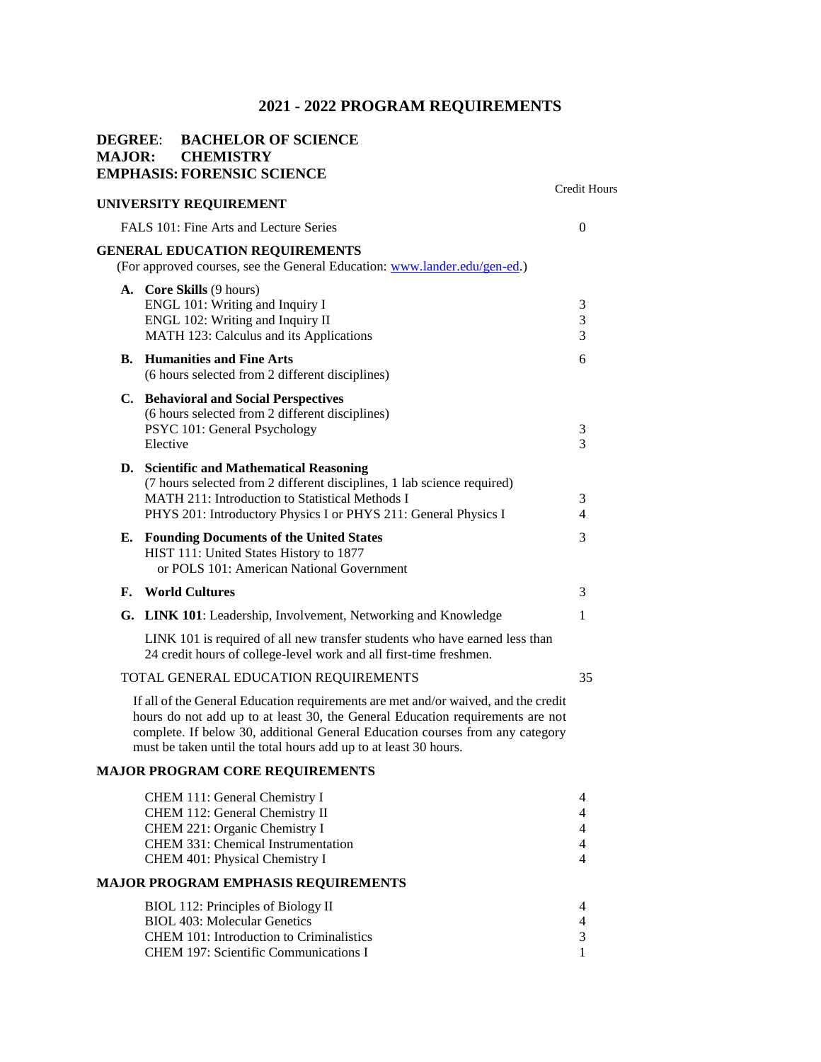# 2021 - 2022 PROGRAM REQUIREMENTS

**DEGREE: BACHELOR OF SCIENCE**
**MAJOR: CHEMISTRY**
**EMPHASIS: FORENSIC SCIENCE**

| | Credit Hours |
|---|---|
| **UNIVERSITY REQUIREMENT** | |
| FALS 101: Fine Arts and Lecture Series | 0 |
| **GENERAL EDUCATION REQUIREMENTS** | |
| (For approved courses, see the General Education: www.lander.edu/gen-ed.) | |
| **A. Core Skills** (9 hours) | |
| ENGL 101: Writing and Inquiry I | 3 |
| ENGL 102: Writing and Inquiry II | 3 |
| MATH 123: Calculus and its Applications | 3 |
| **B. Humanities and Fine Arts** | 6 |
| (6 hours selected from 2 different disciplines) | |
| **C. Behavioral and Social Perspectives** | |
| (6 hours selected from 2 different disciplines) | |
| PSYC 101: General Psychology | 3 |
| Elective | 3 |
| **D. Scientific and Mathematical Reasoning** | |
| (7 hours selected from 2 different disciplines, 1 lab science required) | |
| MATH 211: Introduction to Statistical Methods I | 3 |
| PHYS 201: Introductory Physics I or PHYS 211: General Physics I | 4 |
| **E. Founding Documents of the United States** | 3 |
| HIST 111: United States History to 1877 or POLS 101: American National Government | |
| **F. World Cultures** | 3 |
| **G. LINK 101**: Leadership, Involvement, Networking and Knowledge | 1 |
| LINK 101 is required of all new transfer students who have earned less than 24 credit hours of college-level work and all first-time freshmen. | |
| TOTAL GENERAL EDUCATION REQUIREMENTS | 35 |

If all of the General Education requirements are met and/or waived, and the credit hours do not add up to at least 30, the General Education requirements are not complete. If below 30, additional General Education courses from any category must be taken until the total hours add up to at least 30 hours.

| **MAJOR PROGRAM CORE REQUIREMENTS** | |
|---|---|
| CHEM 111: General Chemistry I | 4 |
| CHEM 112: General Chemistry II | 4 |
| CHEM 221: Organic Chemistry I | 4 |
| CHEM 331: Chemical Instrumentation | 4 |
| CHEM 401: Physical Chemistry I | 4 |
| **MAJOR PROGRAM EMPHASIS REQUIREMENTS** | |
| BIOL 112: Principles of Biology II | 4 |
| BIOL 403: Molecular Genetics | 4 |
| CHEM 101: Introduction to Criminalistics | 3 |
| CHEM 197: Scientific Communications I | 1 |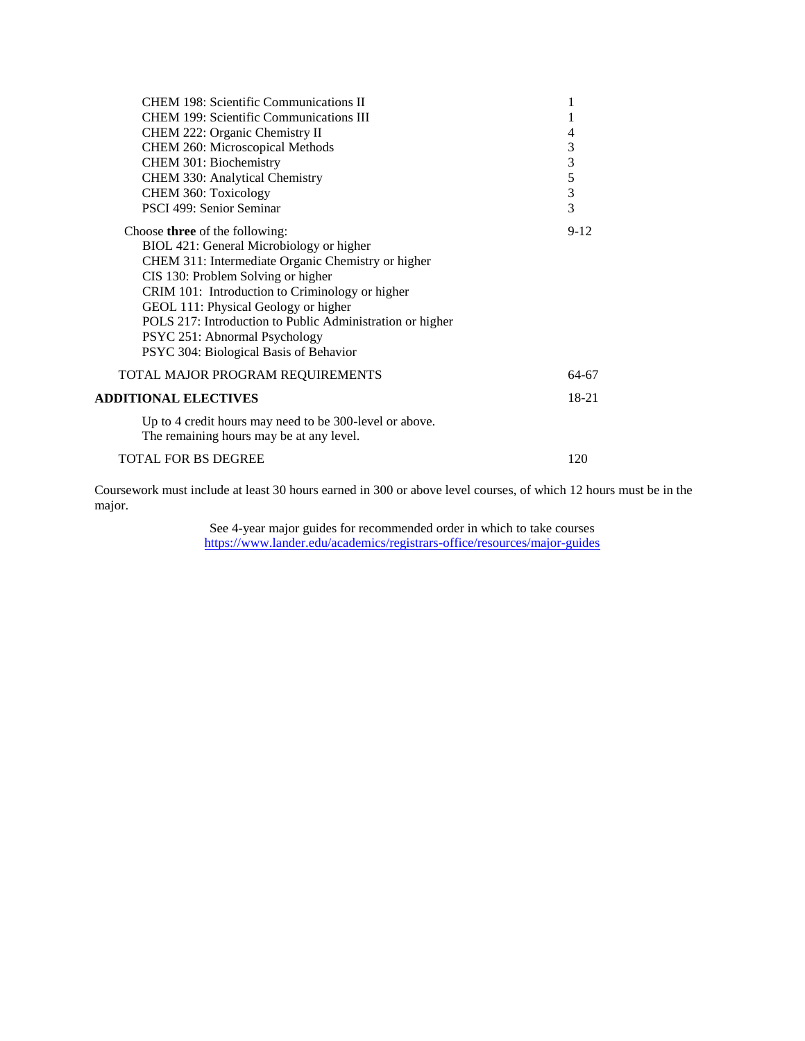| Course | Hours |
|---|---|
| CHEM 198: Scientific Communications II | 1 |
| CHEM 199: Scientific Communications III | 1 |
| CHEM 222: Organic Chemistry II | 4 |
| CHEM 260: Microscopical Methods | 3 |
| CHEM 301: Biochemistry | 3 |
| CHEM 330: Analytical Chemistry | 5 |
| CHEM 360: Toxicology | 3 |
| PSCI 499: Senior Seminar | 3 |
| Choose **three** of the following: | 9-12 |
| BIOL 421: General Microbiology or higher | |
| CHEM 311: Intermediate Organic Chemistry or higher | |
| CIS 130: Problem Solving or higher | |
| CRIM 101: Introduction to Criminology or higher | |
| GEOL 111: Physical Geology or higher | |
| POLS 217: Introduction to Public Administration or higher | |
| PSYC 251: Abnormal Psychology | |
| PSYC 304: Biological Basis of Behavior | |
| TOTAL MAJOR PROGRAM REQUIREMENTS | 64-67 |
| **ADDITIONAL ELECTIVES** | 18-21 |
| Up to 4 credit hours may need to be 300-level or above. The remaining hours may be at any level. | |
| TOTAL FOR BS DEGREE | 120 |

Coursework must include at least 30 hours earned in 300 or above level courses, of which 12 hours must be in the major.

See 4-year major guides for recommended order in which to take courses
https://www.lander.edu/academics/registrars-office/resources/major-guides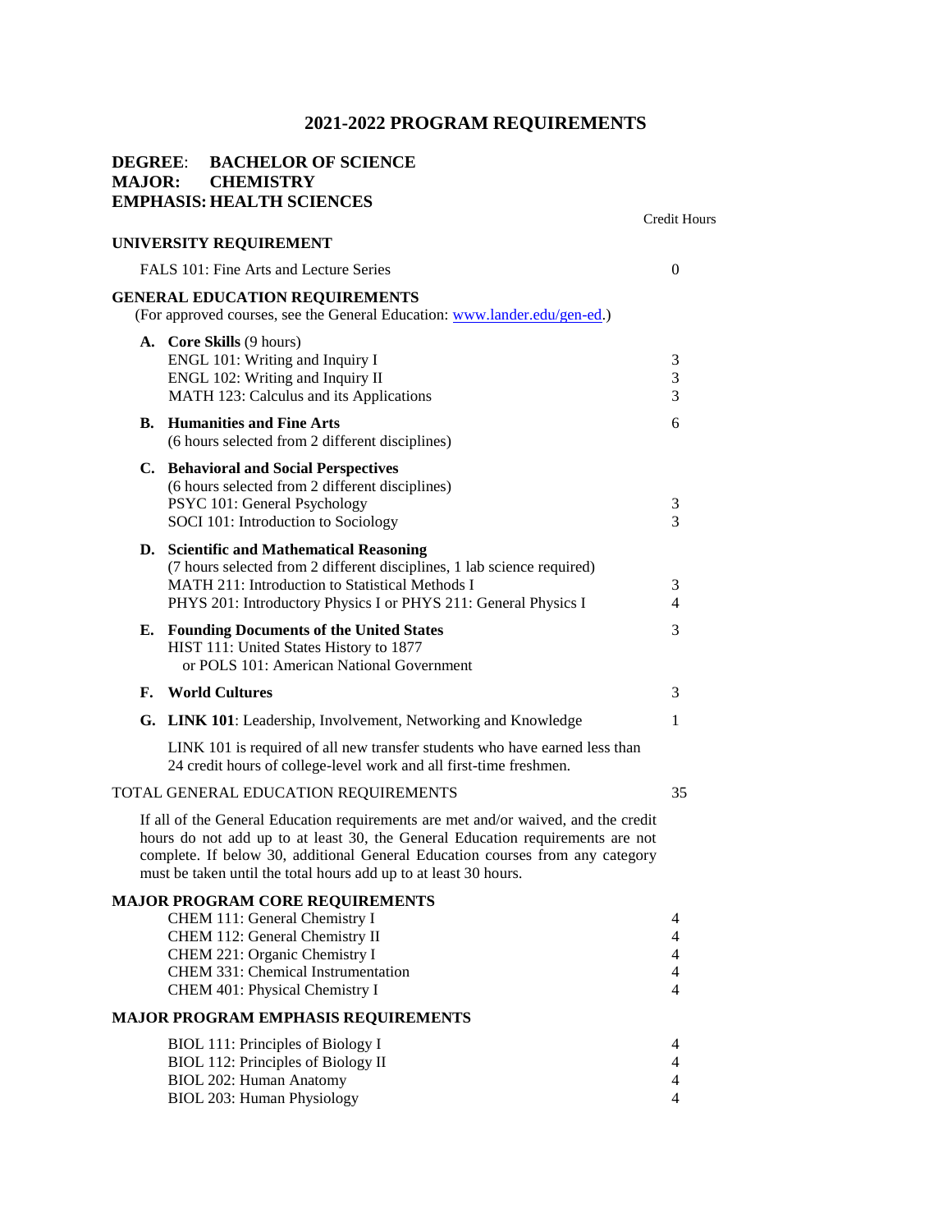# 2021-2022 PROGRAM REQUIREMENTS

**DEGREE: BACHELOR OF SCIENCE**
**MAJOR: CHEMISTRY**
**EMPHASIS: HEALTH SCIENCES**

| | Credit Hours |
|---|---|
| **UNIVERSITY REQUIREMENT** | |
| FALS 101: Fine Arts and Lecture Series | 0 |
| **GENERAL EDUCATION REQUIREMENTS** (For approved courses, see the General Education: www.lander.edu/gen-ed.) | |
| **A. Core Skills** (9 hours) | |
| ENGL 101: Writing and Inquiry I | 3 |
| ENGL 102: Writing and Inquiry II | 3 |
| MATH 123: Calculus and its Applications | 3 |
| **B. Humanities and Fine Arts** (6 hours selected from 2 different disciplines) | 6 |
| **C. Behavioral and Social Perspectives** (6 hours selected from 2 different disciplines) | |
| PSYC 101: General Psychology | 3 |
| SOCI 101: Introduction to Sociology | 3 |
| **D. Scientific and Mathematical Reasoning** (7 hours selected from 2 different disciplines, 1 lab science required) | |
| MATH 211: Introduction to Statistical Methods I | 3 |
| PHYS 201: Introductory Physics I or PHYS 211: General Physics I | 4 |
| **E. Founding Documents of the United States** HIST 111: United States History to 1877 or POLS 101: American National Government | 3 |
| **F. World Cultures** | 3 |
| **G. LINK 101**: Leadership, Involvement, Networking and Knowledge | 1 |
| LINK 101 is required of all new transfer students who have earned less than 24 credit hours of college-level work and all first-time freshmen. | |
| TOTAL GENERAL EDUCATION REQUIREMENTS | 35 |

If all of the General Education requirements are met and/or waived, and the credit hours do not add up to at least 30, the General Education requirements are not complete. If below 30, additional General Education courses from any category must be taken until the total hours add up to at least 30 hours.

| **MAJOR PROGRAM CORE REQUIREMENTS** | |
|---|---|
| CHEM 111: General Chemistry I | 4 |
| CHEM 112: General Chemistry II | 4 |
| CHEM 221: Organic Chemistry I | 4 |
| CHEM 331: Chemical Instrumentation | 4 |
| CHEM 401: Physical Chemistry I | 4 |
| **MAJOR PROGRAM EMPHASIS REQUIREMENTS** | |
| BIOL 111: Principles of Biology I | 4 |
| BIOL 112: Principles of Biology II | 4 |
| BIOL 202: Human Anatomy | 4 |
| BIOL 203: Human Physiology | 4 |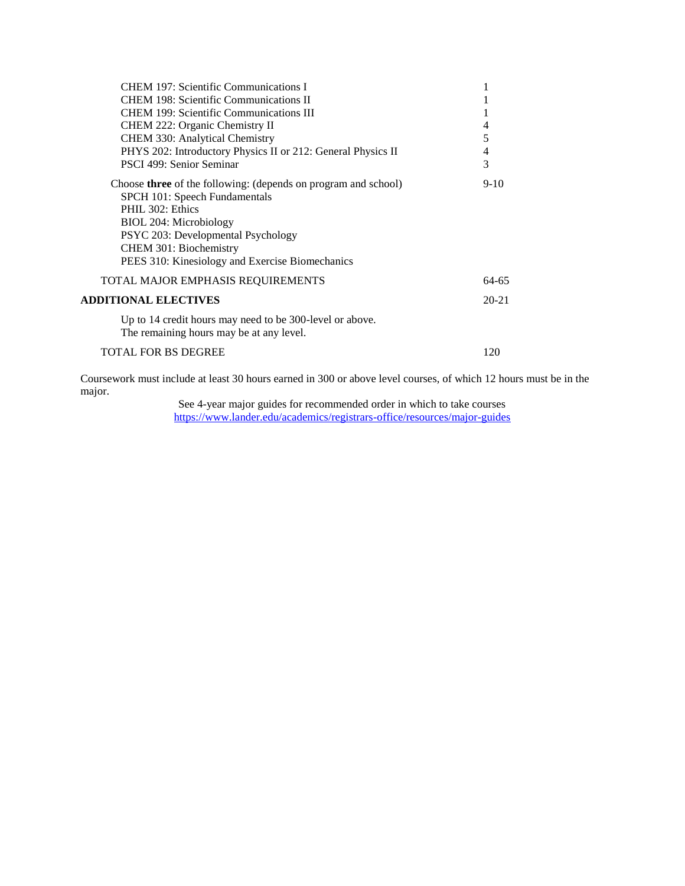| Course | Hours |
| --- | --- |
| CHEM 197: Scientific Communications I | 1 |
| CHEM 198: Scientific Communications II | 1 |
| CHEM 199: Scientific Communications III | 1 |
| CHEM 222: Organic Chemistry II | 4 |
| CHEM 330: Analytical Chemistry | 5 |
| PHYS 202: Introductory Physics II or 212: General Physics II | 4 |
| PSCI 499: Senior Seminar | 3 |
| Choose **three** of the following: (depends on program and school) | 9-10 |
| SPCH 101: Speech Fundamentals | |
| PHIL 302: Ethics | |
| BIOL 204: Microbiology | |
| PSYC 203: Developmental Psychology | |
| CHEM 301: Biochemistry | |
| PEES 310: Kinesiology and Exercise Biomechanics | |
| TOTAL MAJOR EMPHASIS REQUIREMENTS | 64-65 |
| **ADDITIONAL ELECTIVES** | 20-21 |
| Up to 14 credit hours may need to be 300-level or above. The remaining hours may be at any level. | |
| TOTAL FOR BS DEGREE | 120 |

Coursework must include at least 30 hours earned in 300 or above level courses, of which 12 hours must be in the major.

See 4-year major guides for recommended order in which to take courses
https://www.lander.edu/academics/registrars-office/resources/major-guides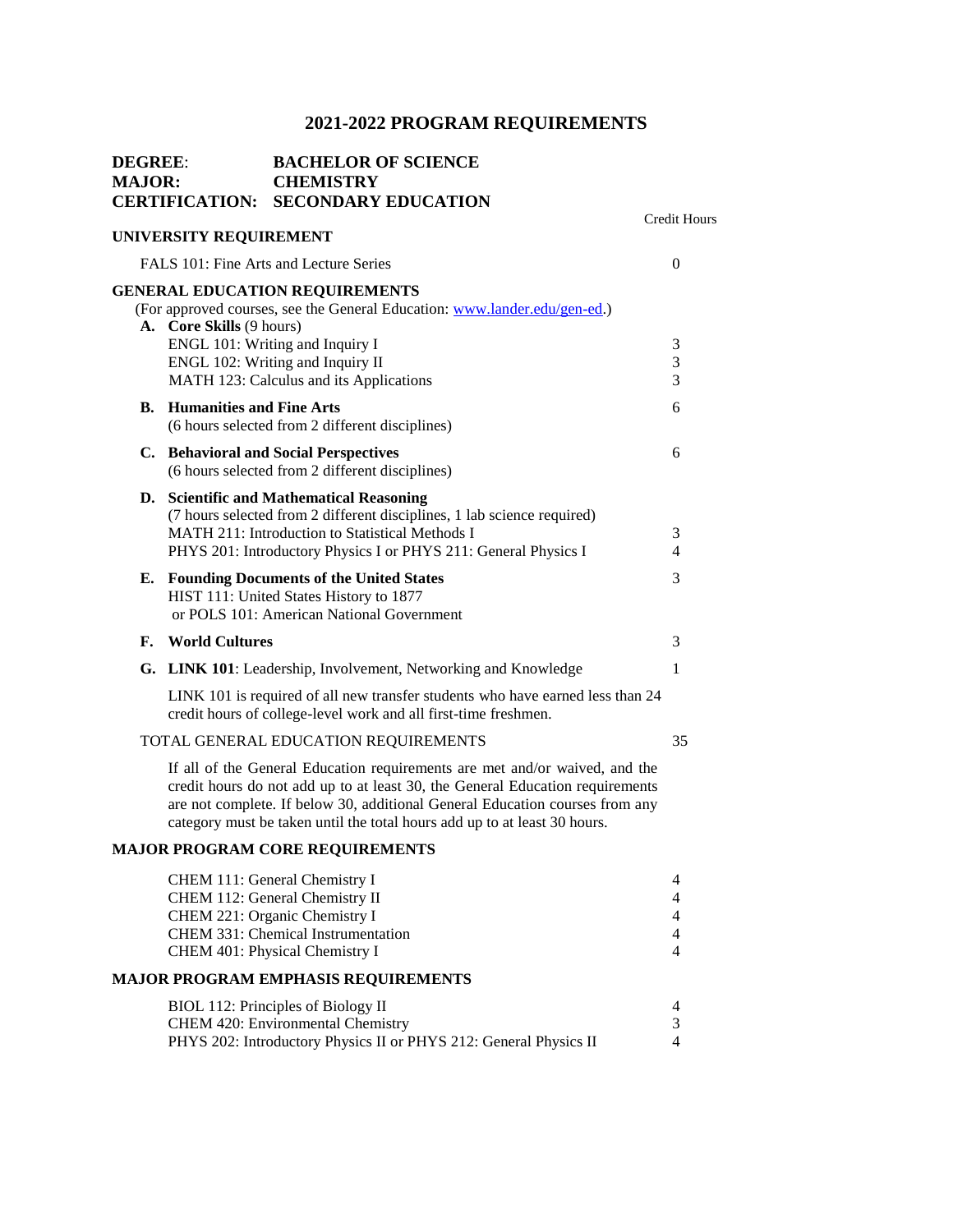# 2021-2022 PROGRAM REQUIREMENTS

**DEGREE:** BACHELOR OF SCIENCE
**MAJOR:** CHEMISTRY
**CERTIFICATION:** SECONDARY EDUCATION

| | Credit Hours |
|---|---|
| **UNIVERSITY REQUIREMENT** | |
| FALS 101: Fine Arts and Lecture Series | 0 |
| **GENERAL EDUCATION REQUIREMENTS** | |
| (For approved courses, see the General Education: www.lander.edu/gen-ed.) | |
| **A. Core Skills** (9 hours) | |
| ENGL 101: Writing and Inquiry I | 3 |
| ENGL 102: Writing and Inquiry II | 3 |
| MATH 123: Calculus and its Applications | 3 |
| **B. Humanities and Fine Arts** | 6 |
| (6 hours selected from 2 different disciplines) | |
| **C. Behavioral and Social Perspectives** | 6 |
| (6 hours selected from 2 different disciplines) | |
| **D. Scientific and Mathematical Reasoning** | |
| (7 hours selected from 2 different disciplines, 1 lab science required) | |
| MATH 211: Introduction to Statistical Methods I | 3 |
| PHYS 201: Introductory Physics I or PHYS 211: General Physics I | 4 |
| **E. Founding Documents of the United States** | 3 |
| HIST 111: United States History to 1877 or POLS 101: American National Government | |
| **F. World Cultures** | 3 |
| **G. LINK 101**: Leadership, Involvement, Networking and Knowledge | 1 |
| LINK 101 is required of all new transfer students who have earned less than 24 credit hours of college-level work and all first-time freshmen. | |
| TOTAL GENERAL EDUCATION REQUIREMENTS | 35 |

If all of the General Education requirements are met and/or waived, and the credit hours do not add up to at least 30, the General Education requirements are not complete. If below 30, additional General Education courses from any category must be taken until the total hours add up to at least 30 hours.

| **MAJOR PROGRAM CORE REQUIREMENTS** | |
|---|---|
| CHEM 111: General Chemistry I | 4 |
| CHEM 112: General Chemistry II | 4 |
| CHEM 221: Organic Chemistry I | 4 |
| CHEM 331: Chemical Instrumentation | 4 |
| CHEM 401: Physical Chemistry I | 4 |

| **MAJOR PROGRAM EMPHASIS REQUIREMENTS** | |
|---|---|
| BIOL 112: Principles of Biology II | 4 |
| CHEM 420: Environmental Chemistry | 3 |
| PHYS 202: Introductory Physics II or PHYS 212: General Physics II | 4 |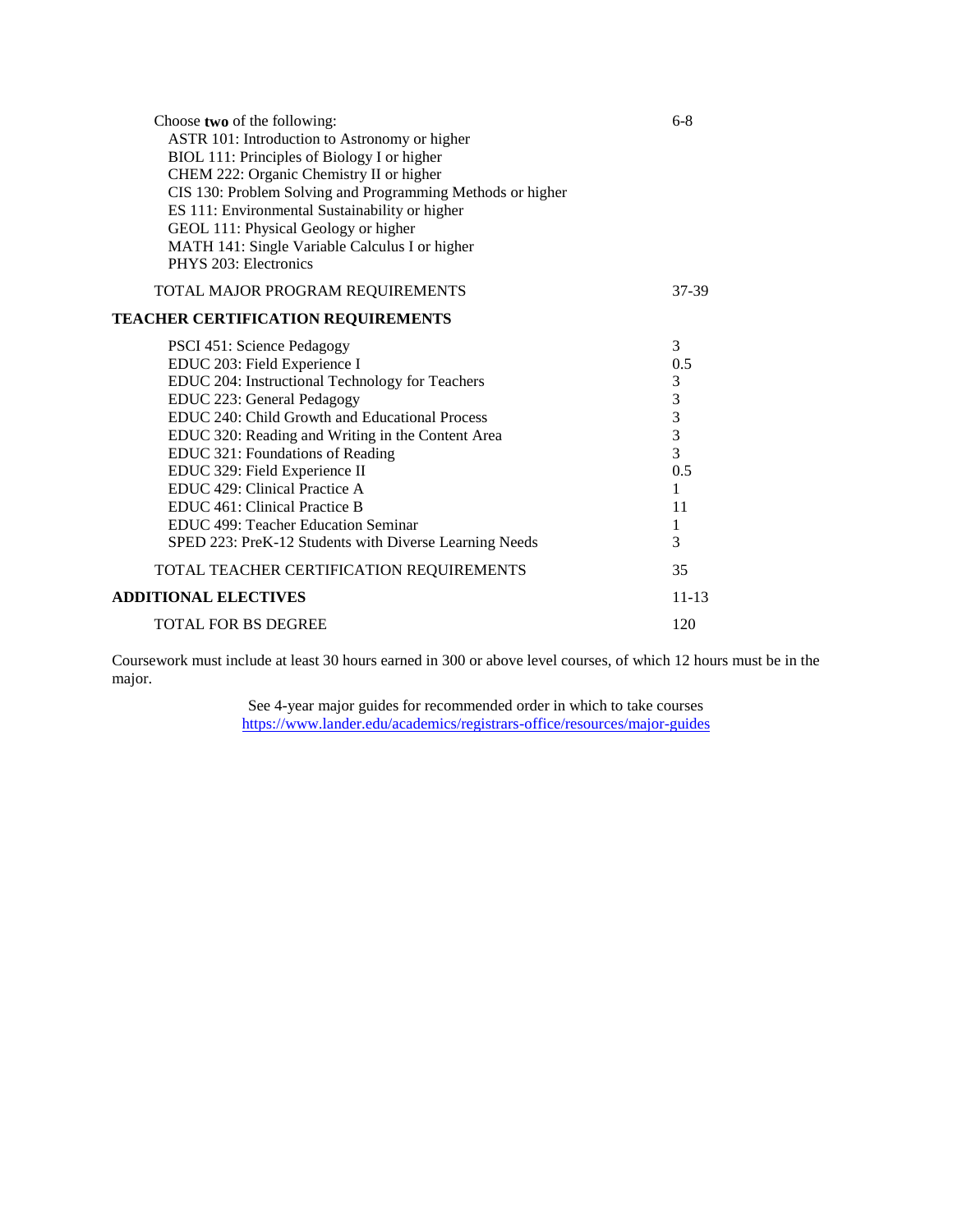| | |
|---|---|
| Choose **two** of the following: | 6-8 |
| ASTR 101: Introduction to Astronomy or higher | |
| BIOL 111: Principles of Biology I or higher | |
| CHEM 222: Organic Chemistry II or higher | |
| CIS 130: Problem Solving and Programming Methods or higher | |
| ES 111: Environmental Sustainability or higher | |
| GEOL 111: Physical Geology or higher | |
| MATH 141: Single Variable Calculus I or higher | |
| PHYS 203: Electronics | |
| TOTAL MAJOR PROGRAM REQUIREMENTS | 37-39 |

**TEACHER CERTIFICATION REQUIREMENTS**

| | |
|---|---|
| PSCI 451: Science Pedagogy | 3 |
| EDUC 203: Field Experience I | 0.5 |
| EDUC 204: Instructional Technology for Teachers | 3 |
| EDUC 223: General Pedagogy | 3 |
| EDUC 240: Child Growth and Educational Process | 3 |
| EDUC 320: Reading and Writing in the Content Area | 3 |
| EDUC 321: Foundations of Reading | 3 |
| EDUC 329: Field Experience II | 0.5 |
| EDUC 429: Clinical Practice A | 1 |
| EDUC 461: Clinical Practice B | 11 |
| EDUC 499: Teacher Education Seminar | 1 |
| SPED 223: PreK-12 Students with Diverse Learning Needs | 3 |
| TOTAL TEACHER CERTIFICATION REQUIREMENTS | 35 |

| | |
|---|---|
| **ADDITIONAL ELECTIVES** | 11-13 |
| TOTAL FOR BS DEGREE | 120 |

Coursework must include at least 30 hours earned in 300 or above level courses, of which 12 hours must be in the major.

See 4-year major guides for recommended order in which to take courses
https://www.lander.edu/academics/registrars-office/resources/major-guides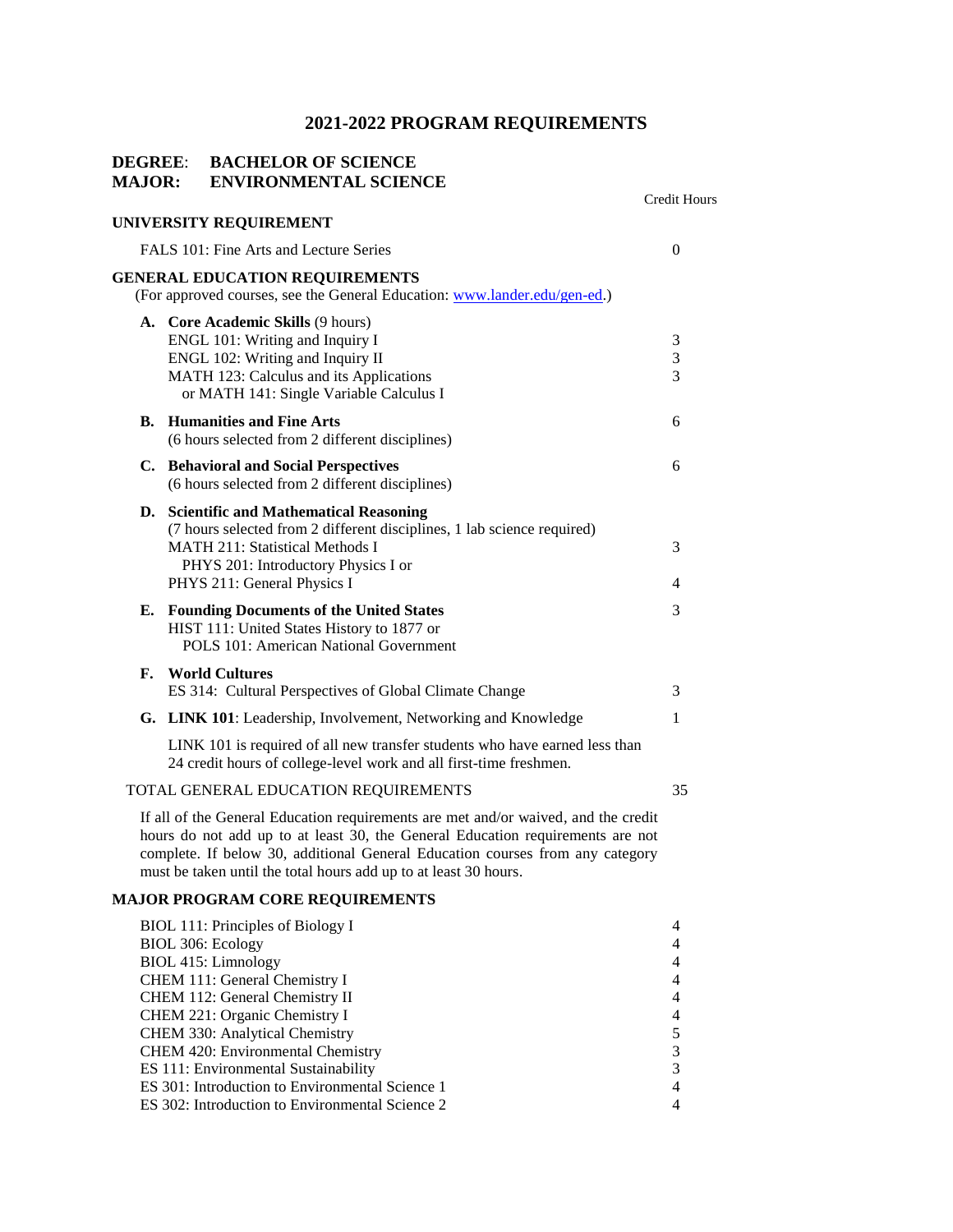# 2021-2022 PROGRAM REQUIREMENTS

**DEGREE: BACHELOR OF SCIENCE**
**MAJOR: ENVIRONMENTAL SCIENCE**

| | Credit Hours |
|---|---|
| **UNIVERSITY REQUIREMENT** | |
| FALS 101: Fine Arts and Lecture Series | 0 |
| **GENERAL EDUCATION REQUIREMENTS** (For approved courses, see the General Education: [www.lander.edu/gen-ed](http://www.lander.edu/gen-ed).) | |
| **A. Core Academic Skills** (9 hours) | |
| ENGL 101: Writing and Inquiry I | 3 |
| ENGL 102: Writing and Inquiry II | 3 |
| MATH 123: Calculus and its Applications or MATH 141: Single Variable Calculus I | 3 |
| **B. Humanities and Fine Arts** (6 hours selected from 2 different disciplines) | 6 |
| **C. Behavioral and Social Perspectives** (6 hours selected from 2 different disciplines) | 6 |
| **D. Scientific and Mathematical Reasoning** (7 hours selected from 2 different disciplines, 1 lab science required) | |
| MATH 211: Statistical Methods I | 3 |
| PHYS 201: Introductory Physics I or PHYS 211: General Physics I | 4 |
| **E. Founding Documents of the United States** HIST 111: United States History to 1877 or POLS 101: American National Government | 3 |
| **F. World Cultures** | |
| ES 314: Cultural Perspectives of Global Climate Change | 3 |
| **G. LINK 101**: Leadership, Involvement, Networking and Knowledge | 1 |

LINK 101 is required of all new transfer students who have earned less than 24 credit hours of college-level work and all first-time freshmen.

| | |
|---|---|
| TOTAL GENERAL EDUCATION REQUIREMENTS | 35 |

If all of the General Education requirements are met and/or waived, and the credit hours do not add up to at least 30, the General Education requirements are not complete. If below 30, additional General Education courses from any category must be taken until the total hours add up to at least 30 hours.

**MAJOR PROGRAM CORE REQUIREMENTS**

| | |
|---|---|
| BIOL 111: Principles of Biology I | 4 |
| BIOL 306: Ecology | 4 |
| BIOL 415: Limnology | 4 |
| CHEM 111: General Chemistry I | 4 |
| CHEM 112: General Chemistry II | 4 |
| CHEM 221: Organic Chemistry I | 4 |
| CHEM 330: Analytical Chemistry | 5 |
| CHEM 420: Environmental Chemistry | 3 |
| ES 111: Environmental Sustainability | 3 |
| ES 301: Introduction to Environmental Science 1 | 4 |
| ES 302: Introduction to Environmental Science 2 | 4 |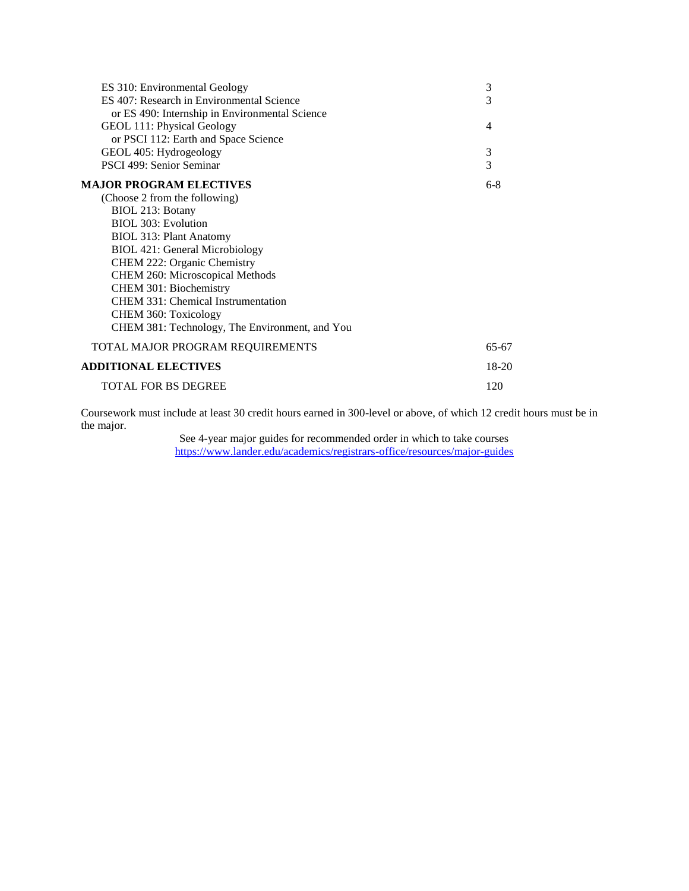| Course | Credits |
|---|---|
| ES 310: Environmental Geology | 3 |
| ES 407: Research in Environmental Science<br>or ES 490: Internship in Environmental Science | 3 |
| GEOL 111: Physical Geology<br>or PSCI 112: Earth and Space Science | 4 |
| GEOL 405: Hydrogeology | 3 |
| PSCI 499: Senior Seminar | 3 |
| **MAJOR PROGRAM ELECTIVES** | 6-8 |
| (Choose 2 from the following) | |
| BIOL 213: Botany | |
| BIOL 303: Evolution | |
| BIOL 313: Plant Anatomy | |
| BIOL 421: General Microbiology | |
| CHEM 222: Organic Chemistry | |
| CHEM 260: Microscopical Methods | |
| CHEM 301: Biochemistry | |
| CHEM 331: Chemical Instrumentation | |
| CHEM 360: Toxicology | |
| CHEM 381: Technology, The Environment, and You | |
| TOTAL MAJOR PROGRAM REQUIREMENTS | 65-67 |
| **ADDITIONAL ELECTIVES** | 18-20 |
| TOTAL FOR BS DEGREE | 120 |

Coursework must include at least 30 credit hours earned in 300-level or above, of which 12 credit hours must be in the major.

See 4-year major guides for recommended order in which to take courses
https://www.lander.edu/academics/registrars-office/resources/major-guides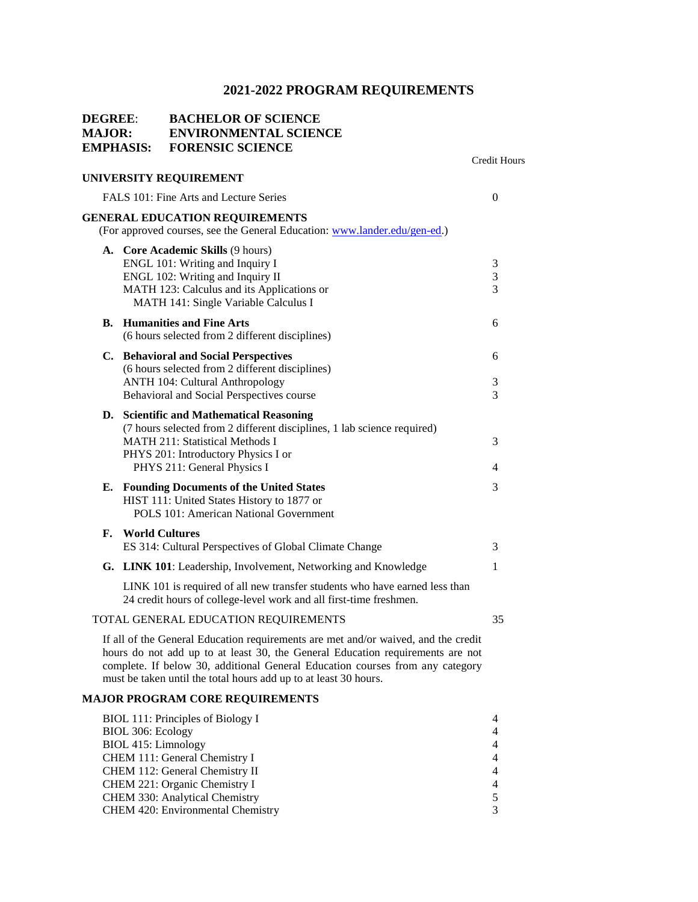# 2021-2022 PROGRAM REQUIREMENTS

**DEGREE:** BACHELOR OF SCIENCE
**MAJOR:** ENVIRONMENTAL SCIENCE
**EMPHASIS:** FORENSIC SCIENCE

| | Credit Hours |
|---|---|
| **UNIVERSITY REQUIREMENT** | |
| FALS 101: Fine Arts and Lecture Series | 0 |
| **GENERAL EDUCATION REQUIREMENTS** (For approved courses, see the General Education: [www.lander.edu/gen-ed](http://www.lander.edu/gen-ed).) | |
| **A. Core Academic Skills** (9 hours) | |
| ENGL 101: Writing and Inquiry I | 3 |
| ENGL 102: Writing and Inquiry II | 3 |
| MATH 123: Calculus and its Applications or MATH 141: Single Variable Calculus I | 3 |
| **B. Humanities and Fine Arts** (6 hours selected from 2 different disciplines) | 6 |
| **C. Behavioral and Social Perspectives** (6 hours selected from 2 different disciplines) | 6 |
| ANTH 104: Cultural Anthropology | 3 |
| Behavioral and Social Perspectives course | 3 |
| **D. Scientific and Mathematical Reasoning** (7 hours selected from 2 different disciplines, 1 lab science required) | |
| MATH 211: Statistical Methods I | 3 |
| PHYS 201: Introductory Physics I or PHYS 211: General Physics I | 4 |
| **E. Founding Documents of the United States** | 3 |
| HIST 111: United States History to 1877 or POLS 101: American National Government | |
| **F. World Cultures** | |
| ES 314: Cultural Perspectives of Global Climate Change | 3 |
| **G. LINK 101**: Leadership, Involvement, Networking and Knowledge | 1 |
| LINK 101 is required of all new transfer students who have earned less than 24 credit hours of college-level work and all first-time freshmen. | |
| TOTAL GENERAL EDUCATION REQUIREMENTS | 35 |

If all of the General Education requirements are met and/or waived, and the credit hours do not add up to at least 30, the General Education requirements are not complete. If below 30, additional General Education courses from any category must be taken until the total hours add up to at least 30 hours.

| **MAJOR PROGRAM CORE REQUIREMENTS** | |
|---|---|
| BIOL 111: Principles of Biology I | 4 |
| BIOL 306: Ecology | 4 |
| BIOL 415: Limnology | 4 |
| CHEM 111: General Chemistry I | 4 |
| CHEM 112: General Chemistry II | 4 |
| CHEM 221: Organic Chemistry I | 4 |
| CHEM 330: Analytical Chemistry | 5 |
| CHEM 420: Environmental Chemistry | 3 |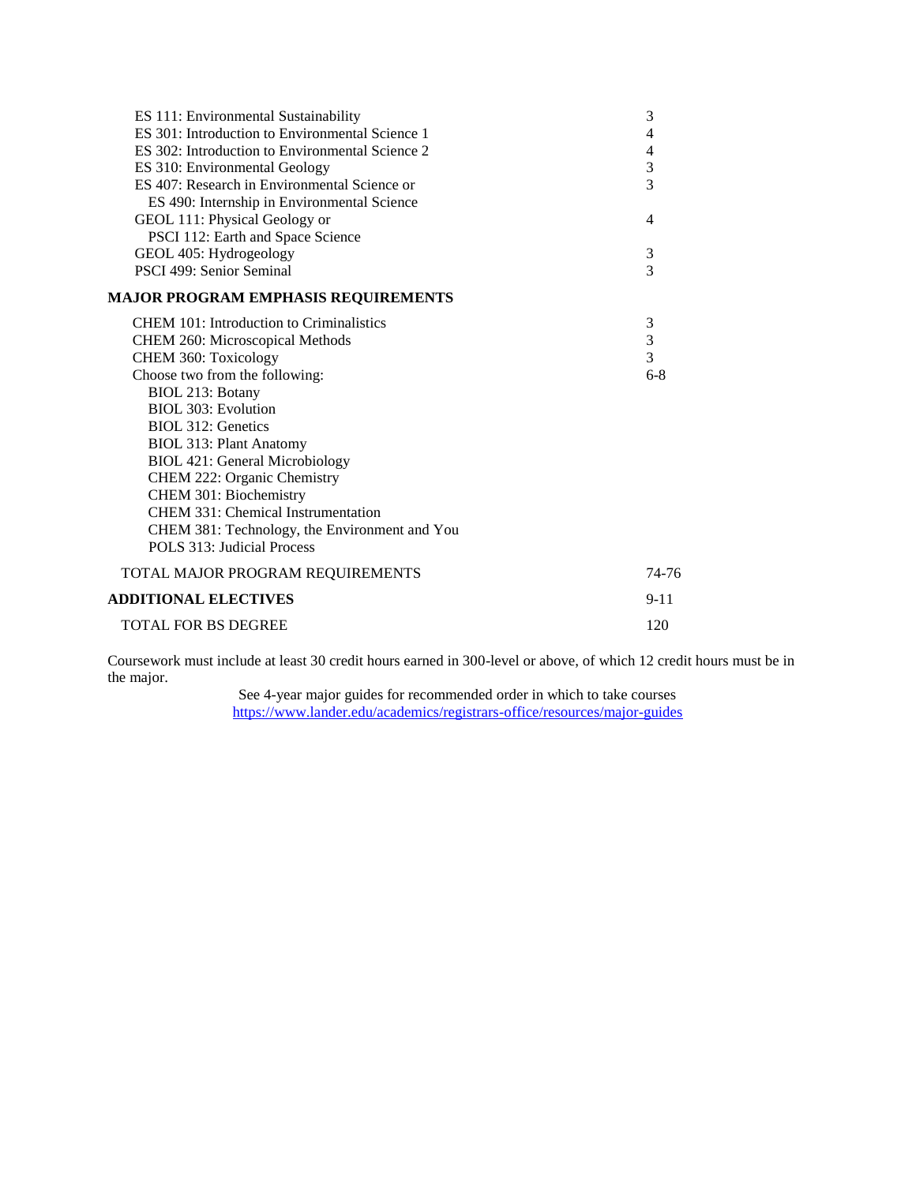| | |
|---|---|
| ES 111: Environmental Sustainability | 3 |
| ES 301: Introduction to Environmental Science 1 | 4 |
| ES 302: Introduction to Environmental Science 2 | 4 |
| ES 310: Environmental Geology | 3 |
| ES 407: Research in Environmental Science or<br>ES 490: Internship in Environmental Science | 3 |
| GEOL 111: Physical Geology or<br>PSCI 112: Earth and Space Science | 4 |
| GEOL 405: Hydrogeology | 3 |
| PSCI 499: Senior Seminal | 3 |

**MAJOR PROGRAM EMPHASIS REQUIREMENTS**

| | |
|---|---|
| CHEM 101: Introduction to Criminalistics | 3 |
| CHEM 260: Microscopical Methods | 3 |
| CHEM 360: Toxicology | 3 |
| Choose two from the following:<br>BIOL 213: Botany<br>BIOL 303: Evolution<br>BIOL 312: Genetics<br>BIOL 313: Plant Anatomy<br>BIOL 421: General Microbiology<br>CHEM 222: Organic Chemistry<br>CHEM 301: Biochemistry<br>CHEM 331: Chemical Instrumentation<br>CHEM 381: Technology, the Environment and You<br>POLS 313: Judicial Process | 6-8 |
| TOTAL MAJOR PROGRAM REQUIREMENTS | 74-76 |
| **ADDITIONAL ELECTIVES** | 9-11 |
| TOTAL FOR BS DEGREE | 120 |

Coursework must include at least 30 credit hours earned in 300-level or above, of which 12 credit hours must be in the major.

See 4-year major guides for recommended order in which to take courses
https://www.lander.edu/academics/registrars-office/resources/major-guides